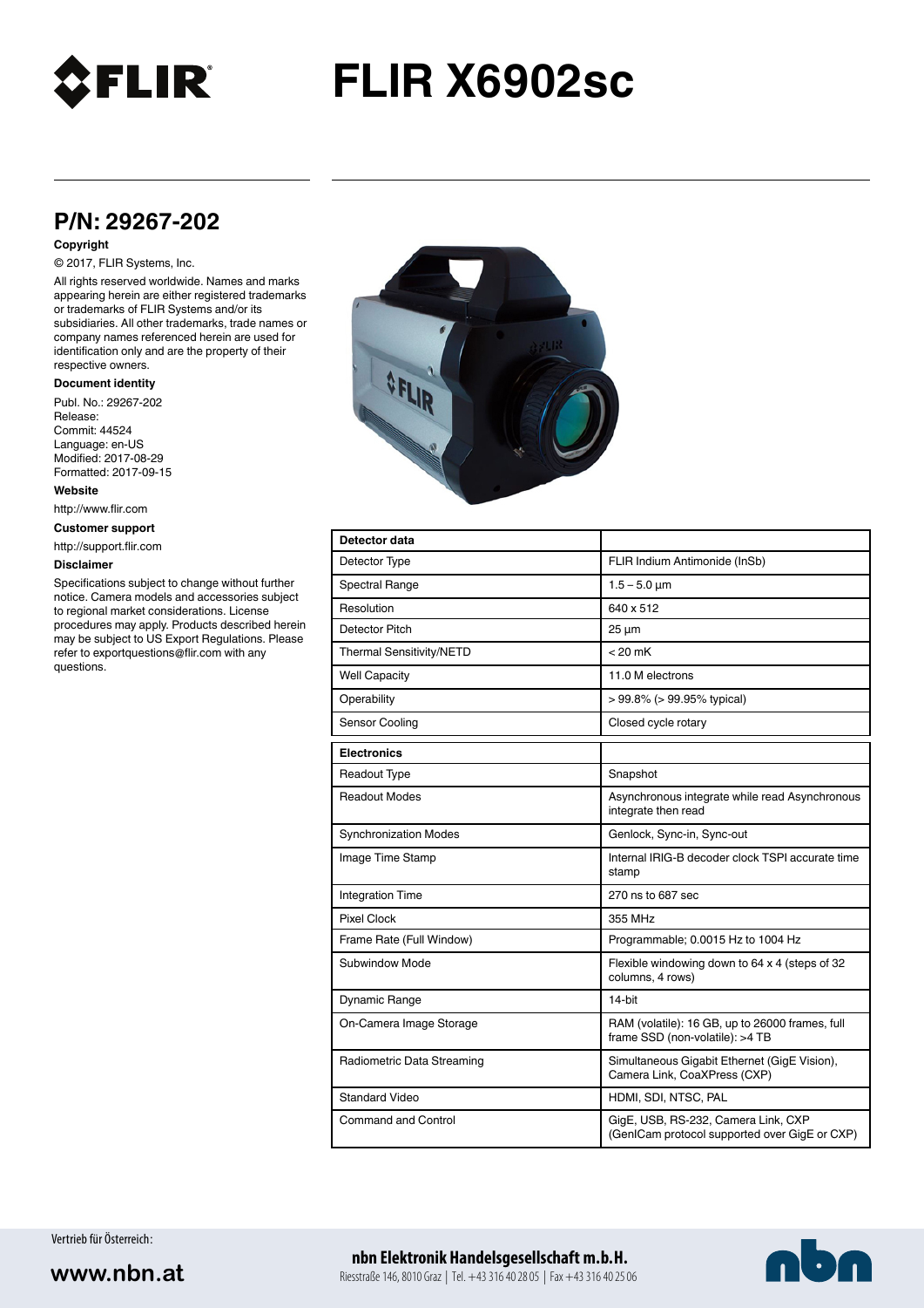# FLIR X6902sc

## P/N: 29267-202

**Copyright**

© 2017, FLIR Systems, Inc.

All rights reserved worldwide. Names and marks appearing herein are either registered trademarks or trademarks of FLIR Systems and/or its subsidiaries. All other trademarks, trade names or company names referenced herein are used for identification only and are the property of their respective owners.

**Document identity**

Publ. No.: 29267-202
Release:
Commit: 44524
Language: en-US
Modified: 2017-08-29
Formatted: 2017-09-15

**Website**

http://www.flir.com

**Customer support**

http://support.flir.com

**Disclaimer**

Specifications subject to change without further notice. Camera models and accessories subject to regional market considerations. License procedures may apply. Products described herein may be subject to US Export Regulations. Please refer to exportquestions@flir.com with any questions.

| **Detector data** | |
|---|---|
| Detector Type | FLIR Indium Antimonide (InSb) |
| Spectral Range | 1.5 – 5.0 µm |
| Resolution | 640 x 512 |
| Detector Pitch | 25 µm |
| Thermal Sensitivity/NETD | < 20 mK |
| Well Capacity | 11.0 M electrons |
| Operability | > 99.8% (> 99.95% typical) |
| Sensor Cooling | Closed cycle rotary |

| **Electronics** | |
|---|---|
| Readout Type | Snapshot |
| Readout Modes | Asynchronous integrate while read Asynchronous integrate then read |
| Synchronization Modes | Genlock, Sync-in, Sync-out |
| Image Time Stamp | Internal IRIG-B decoder clock TSPI accurate time stamp |
| Integration Time | 270 ns to 687 sec |
| Pixel Clock | 355 MHz |
| Frame Rate (Full Window) | Programmable; 0.0015 Hz to 1004 Hz |
| Subwindow Mode | Flexible windowing down to 64 x 4 (steps of 32 columns, 4 rows) |
| Dynamic Range | 14-bit |
| On-Camera Image Storage | RAM (volatile): 16 GB, up to 26000 frames, full frame SSD (non-volatile): >4 TB |
| Radiometric Data Streaming | Simultaneous Gigabit Ethernet (GigE Vision), Camera Link, CoaXPress (CXP) |
| Standard Video | HDMI, SDI, NTSC, PAL |
| Command and Control | GigE, USB, RS-232, Camera Link, CXP (GenICam protocol supported over GigE or CXP) |

Vertrieb für Österreich:

www.nbn.at

**nbn Elektronik Handelsgesellschaft m.b.H.**
Riesstraße 146, 8010 Graz | Tel. +43 316 40 28 05 | Fax +43 316 40 25 06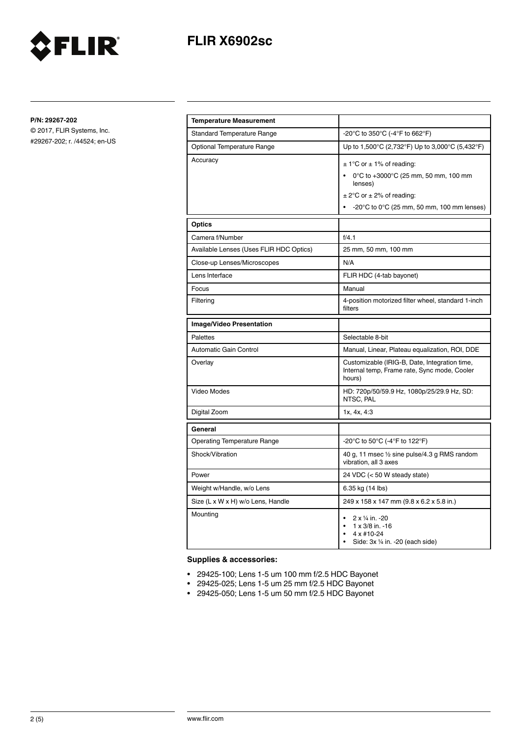# FLIR X6902sc

**P/N: 29267-202**

© 2017, FLIR Systems, Inc.
#29267-202; r. /44524; en-US

| **Temperature Measurement** | |
|---|---|
| Standard Temperature Range | -20°C to 350°C (-4°F to 662°F) |
| Optional Temperature Range | Up to 1,500°C (2,732°F) Up to 3,000°C (5,432°F) |
| Accuracy | ± 1°C or ± 1% of reading:<br>• 0°C to +3000°C (25 mm, 50 mm, 100 mm lenses)<br>± 2°C or ± 2% of reading:<br>• -20°C to 0°C (25 mm, 50 mm, 100 mm lenses) |
| **Optics** | |
| Camera f/Number | f/4.1 |
| Available Lenses (Uses FLIR HDC Optics) | 25 mm, 50 mm, 100 mm |
| Close-up Lenses/Microscopes | N/A |
| Lens Interface | FLIR HDC (4-tab bayonet) |
| Focus | Manual |
| Filtering | 4-position motorized filter wheel, standard 1-inch filters |
| **Image/Video Presentation** | |
| Palettes | Selectable 8-bit |
| Automatic Gain Control | Manual, Linear, Plateau equalization, ROI, DDE |
| Overlay | Customizable (IRIG-B, Date, Integration time, Internal temp, Frame rate, Sync mode, Cooler hours) |
| Video Modes | HD: 720p/50/59.9 Hz, 1080p/25/29.9 Hz, SD: NTSC, PAL |
| Digital Zoom | 1x, 4x, 4:3 |
| **General** | |
| Operating Temperature Range | -20°C to 50°C (-4°F to 122°F) |
| Shock/Vibration | 40 g, 11 msec ½ sine pulse/4.3 g RMS random vibration, all 3 axes |
| Power | 24 VDC (< 50 W steady state) |
| Weight w/Handle, w/o Lens | 6.35 kg (14 lbs) |
| Size (L x W x H) w/o Lens, Handle | 249 x 158 x 147 mm (9.8 x 6.2 x 5.8 in.) |
| Mounting | • 2 x ¼ in. -20<br>• 1 x 3/8 in. -16<br>• 4 x #10-24<br>• Side: 3x ¼ in. -20 (each side) |

**Supplies & accessories:**

- 29425-100; Lens 1-5 um 100 mm f/2.5 HDC Bayonet
- 29425-025; Lens 1-5 um 25 mm f/2.5 HDC Bayonet
- 29425-050; Lens 1-5 um 50 mm f/2.5 HDC Bayonet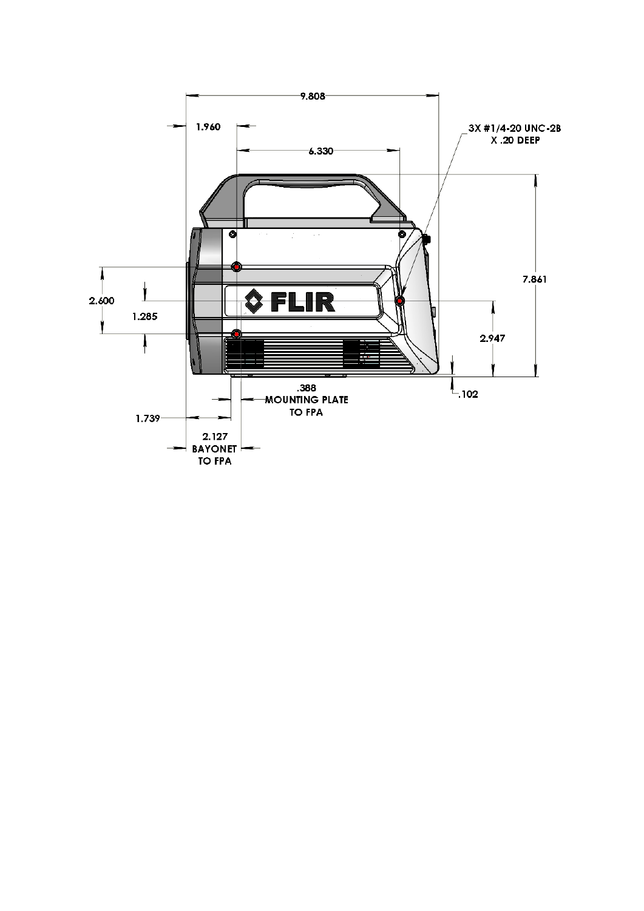9.808

1.960

6.330

3X #1/4-20 UNC-2B
X .20 DEEP

7.861

2.600

1.285

FLIR

2.947

.102

.388
MOUNTING PLATE
TO FPA

1.739

2.127
BAYONET
TO FPA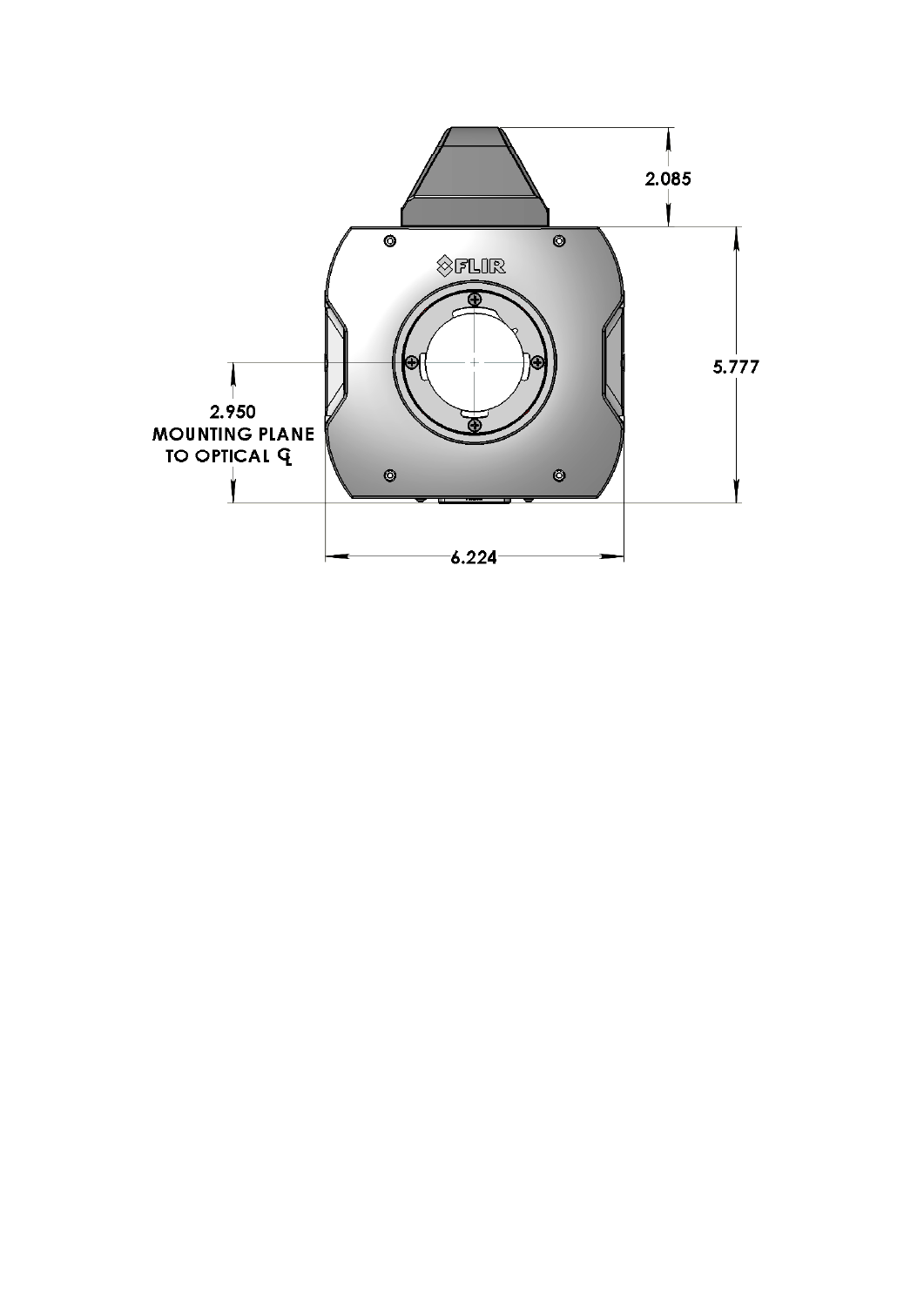2.085

5.777

2.950
MOUNTING PLANE
TO OPTICAL ℄

6.224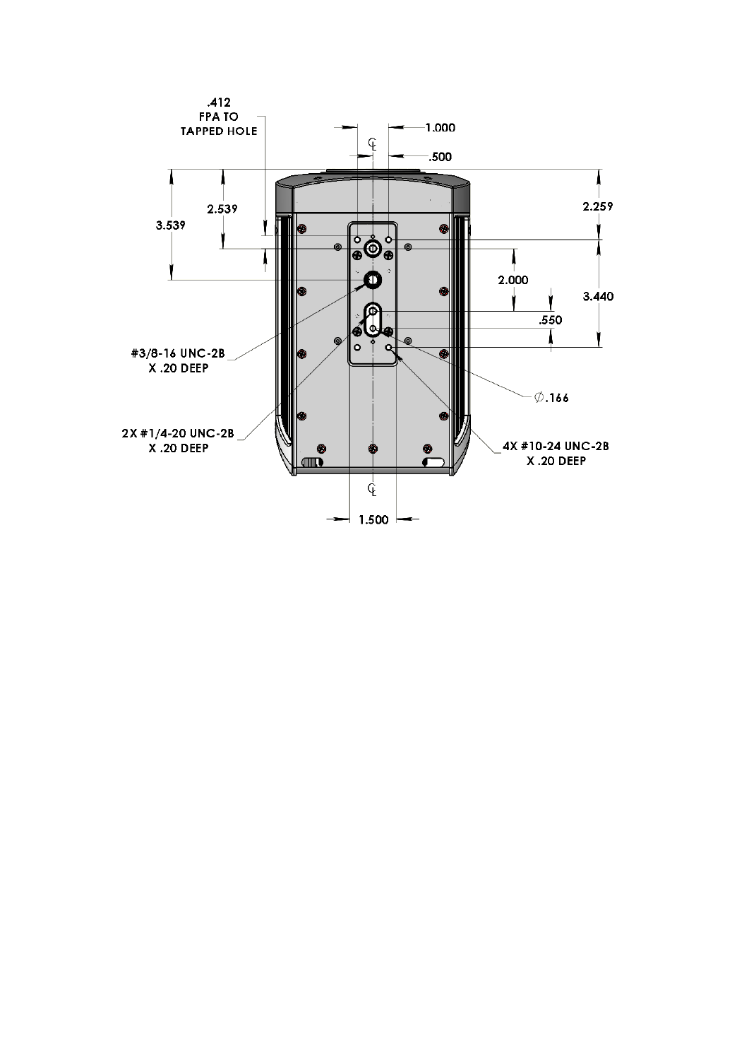.412
FPA TO
TAPPED HOLE

1.000

.500

2.539

3.539

2.259

2.000

3.440

.550

#3/8-16 UNC-2B
X .20 DEEP

∅.166

2X #1/4-20 UNC-2B
X .20 DEEP

4X #10-24 UNC-2B
X .20 DEEP

1.500